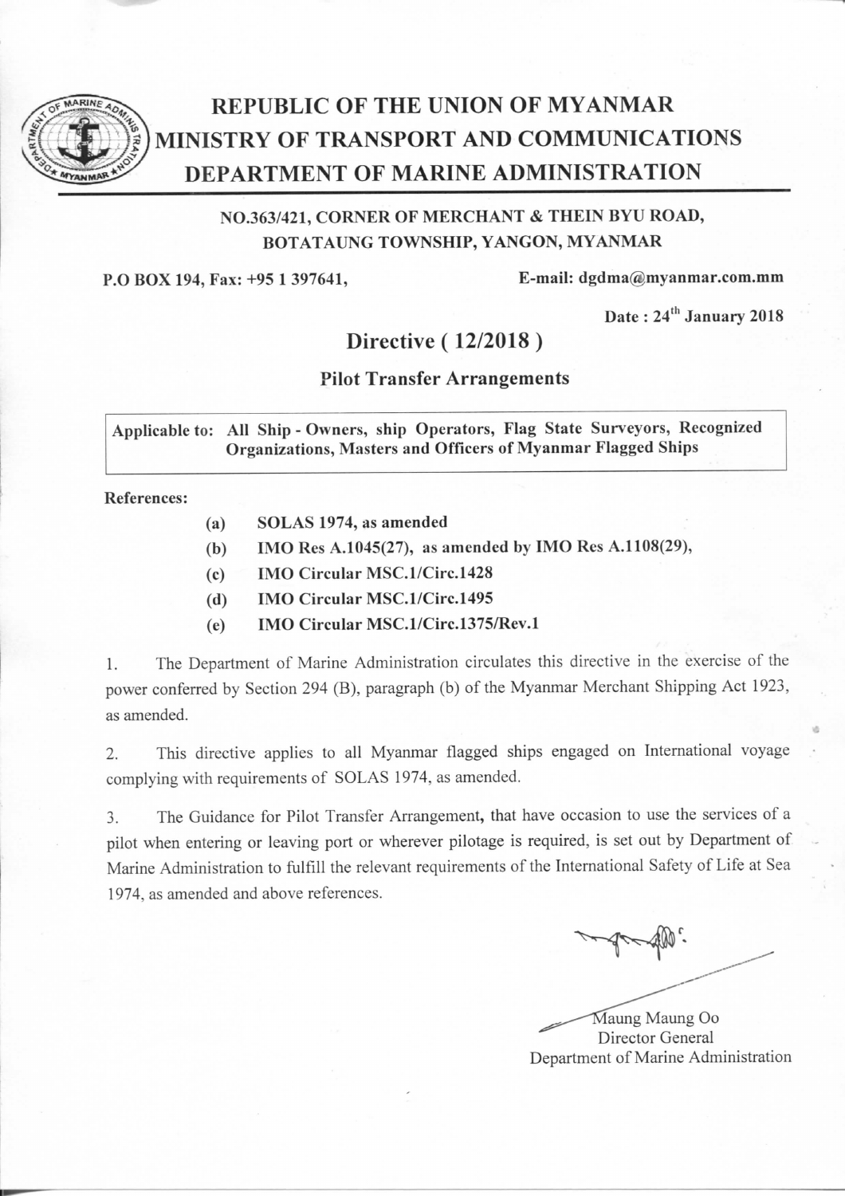# REPUBLIC OF THE UNION OF MYANMAR
# MINISTRY OF TRANSPORT AND COMMUNICATIONS
# DEPARTMENT OF MARINE ADMINISTRATION

**NO.363/421, CORNER OF MERCHANT & THEIN BYU ROAD,**
**BOTATAUNG TOWNSHIP, YANGON, MYANMAR**

**P.O BOX 194, Fax: +95 1 397641,** **E-mail: dgdma@myanmar.com.mm**

**Date : 24th January 2018**

## Directive ( 12/2018 )

### Pilot Transfer Arrangements

**Applicable to: All Ship - Owners, ship Operators, Flag State Surveyors, Recognized Organizations, Masters and Officers of Myanmar Flagged Ships**

**References:**

- **(a) SOLAS 1974, as amended**
- **(b) IMO Res A.1045(27), as amended by IMO Res A.1108(29),**
- **(c) IMO Circular MSC.1/Circ.1428**
- **(d) IMO Circular MSC.1/Circ.1495**
- **(e) IMO Circular MSC.1/Circ.1375/Rev.1**

1. The Department of Marine Administration circulates this directive in the exercise of the power conferred by Section 294 (B), paragraph (b) of the Myanmar Merchant Shipping Act 1923, as amended.

2. This directive applies to all Myanmar flagged ships engaged on International voyage complying with requirements of SOLAS 1974, as amended.

3. The Guidance for Pilot Transfer Arrangement, that have occasion to use the services of a pilot when entering or leaving port or wherever pilotage is required, is set out by Department of Marine Administration to fulfill the relevant requirements of the International Safety of Life at Sea 1974, as amended and above references.

Maung Maung Oo
Director General
Department of Marine Administration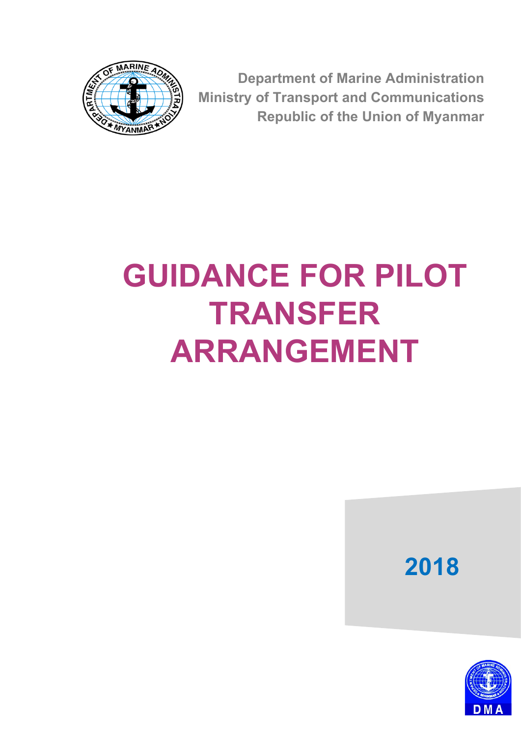Department of Marine Administration
Ministry of Transport and Communications
Republic of the Union of Myanmar

# GUIDANCE FOR PILOT TRANSFER ARRANGEMENT

2018

DMA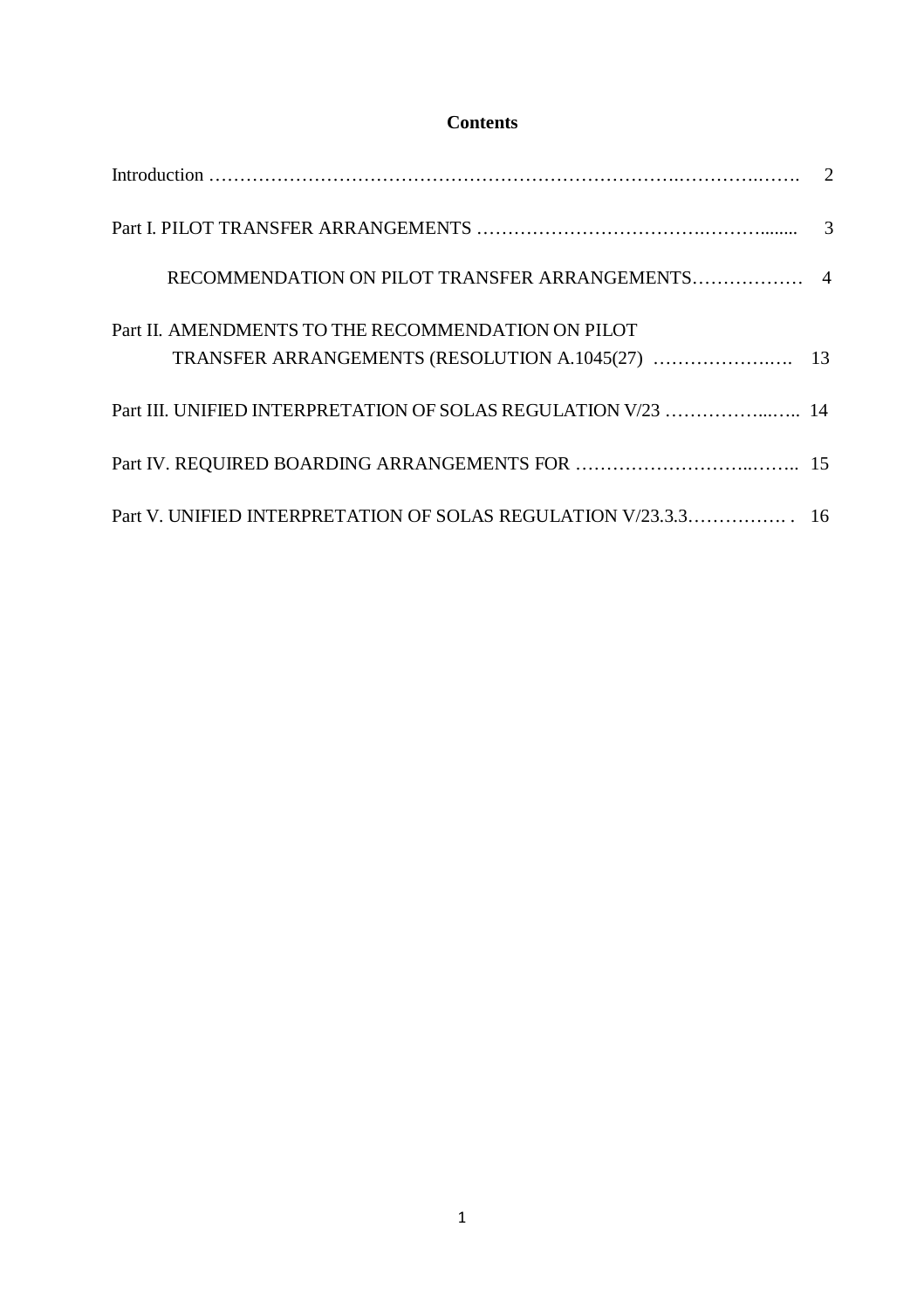**Contents**

| | |
|---|---|
| Introduction | 2 |
| Part I. PILOT TRANSFER ARRANGEMENTS | 3 |
| RECOMMENDATION ON PILOT TRANSFER ARRANGEMENTS | 4 |
| Part II. AMENDMENTS TO THE RECOMMENDATION ON PILOT TRANSFER ARRANGEMENTS (RESOLUTION A.1045(27) | 13 |
| Part III. UNIFIED INTERPRETATION OF SOLAS REGULATION V/23 | 14 |
| Part IV. REQUIRED BOARDING ARRANGEMENTS FOR | 15 |
| Part V. UNIFIED INTERPRETATION OF SOLAS REGULATION V/23.3.3 | 16 |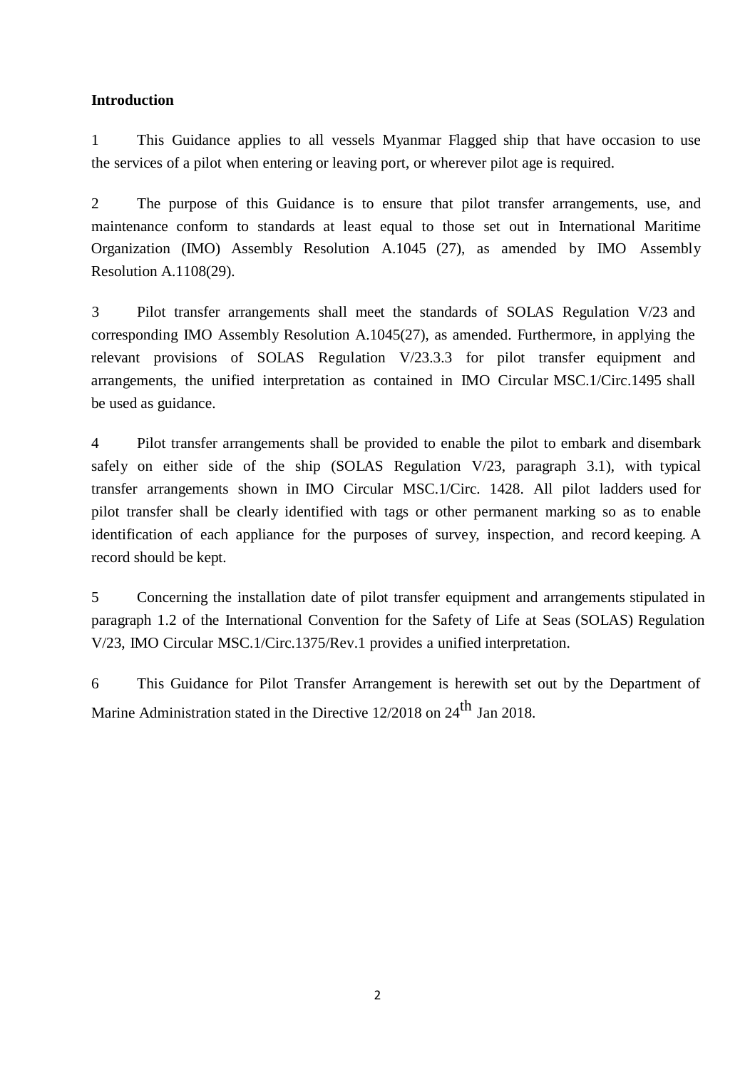**Introduction**

1 This Guidance applies to all vessels Myanmar Flagged ship that have occasion to use the services of a pilot when entering or leaving port, or wherever pilot age is required.

2 The purpose of this Guidance is to ensure that pilot transfer arrangements, use, and maintenance conform to standards at least equal to those set out in International Maritime Organization (IMO) Assembly Resolution A.1045 (27), as amended by IMO Assembly Resolution A.1108(29).

3 Pilot transfer arrangements shall meet the standards of SOLAS Regulation V/23 and corresponding IMO Assembly Resolution A.1045(27), as amended. Furthermore, in applying the relevant provisions of SOLAS Regulation V/23.3.3 for pilot transfer equipment and arrangements, the unified interpretation as contained in IMO Circular MSC.1/Circ.1495 shall be used as guidance.

4 Pilot transfer arrangements shall be provided to enable the pilot to embark and disembark safely on either side of the ship (SOLAS Regulation V/23, paragraph 3.1), with typical transfer arrangements shown in IMO Circular MSC.1/Circ. 1428. All pilot ladders used for pilot transfer shall be clearly identified with tags or other permanent marking so as to enable identification of each appliance for the purposes of survey, inspection, and record keeping. A record should be kept.

5 Concerning the installation date of pilot transfer equipment and arrangements stipulated in paragraph 1.2 of the International Convention for the Safety of Life at Seas (SOLAS) Regulation V/23, IMO Circular MSC.1/Circ.1375/Rev.1 provides a unified interpretation.

6 This Guidance for Pilot Transfer Arrangement is herewith set out by the Department of Marine Administration stated in the Directive 12/2018 on 24th Jan 2018.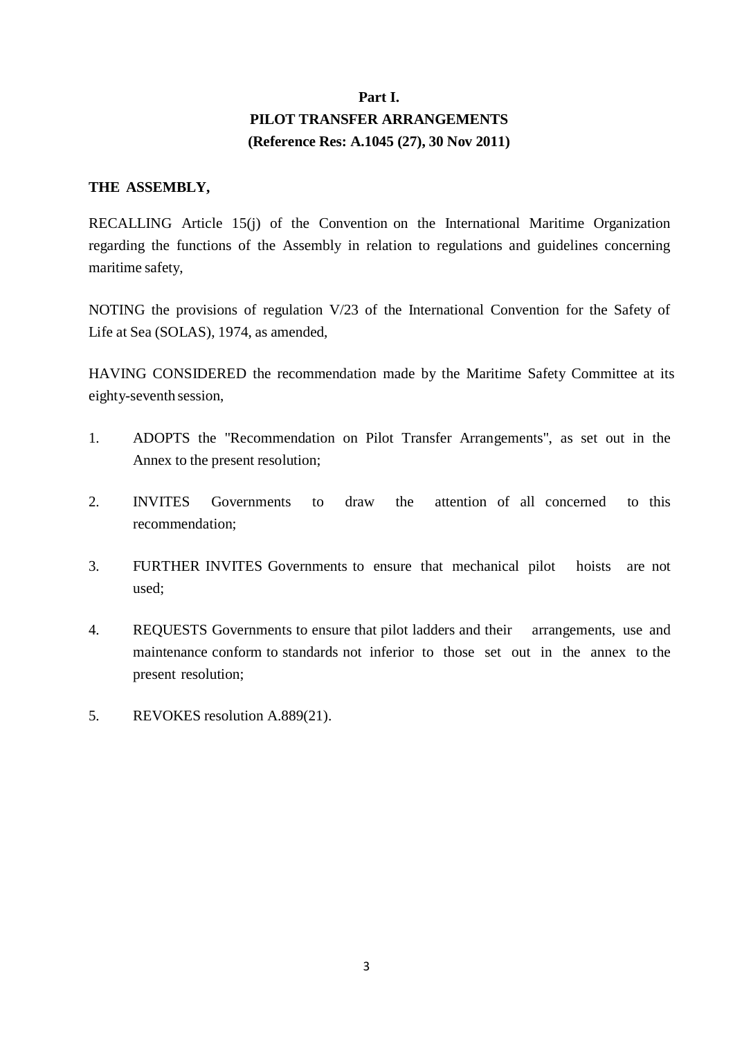# Part I.
# PILOT TRANSFER ARRANGEMENTS
# (Reference Res: A.1045 (27), 30 Nov 2011)

**THE ASSEMBLY,**

RECALLING Article 15(j) of the Convention on the International Maritime Organization regarding the functions of the Assembly in relation to regulations and guidelines concerning maritime safety,

NOTING the provisions of regulation V/23 of the International Convention for the Safety of Life at Sea (SOLAS), 1974, as amended,

HAVING CONSIDERED the recommendation made by the Maritime Safety Committee at its eighty-seventh session,

1. ADOPTS the "Recommendation on Pilot Transfer Arrangements", as set out in the Annex to the present resolution;

2. INVITES Governments to draw the attention of all concerned to this recommendation;

3. FURTHER INVITES Governments to ensure that mechanical pilot hoists are not used;

4. REQUESTS Governments to ensure that pilot ladders and their arrangements, use and maintenance conform to standards not inferior to those set out in the annex to the present resolution;

5. REVOKES resolution A.889(21).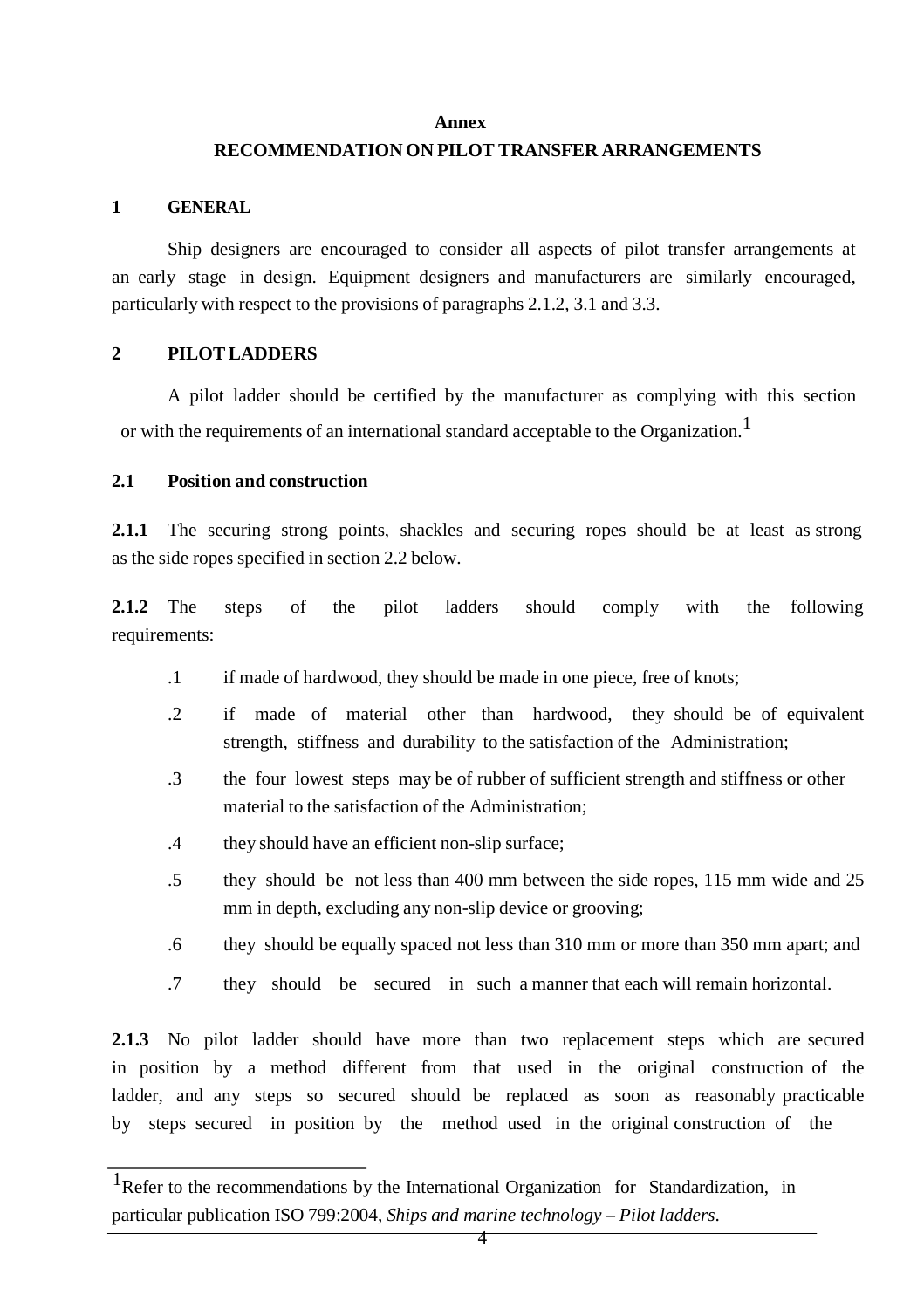**Annex**

**RECOMMENDATION ON PILOT TRANSFER ARRANGEMENTS**

## 1 GENERAL

Ship designers are encouraged to consider all aspects of pilot transfer arrangements at an early stage in design. Equipment designers and manufacturers are similarly encouraged, particularly with respect to the provisions of paragraphs 2.1.2, 3.1 and 3.3.

## 2 PILOT LADDERS

A pilot ladder should be certified by the manufacturer as complying with this section or with the requirements of an international standard acceptable to the Organization.[1]

### 2.1 Position and construction

**2.1.1** The securing strong points, shackles and securing ropes should be at least as strong as the side ropes specified in section 2.2 below.

**2.1.2** The steps of the pilot ladders should comply with the following requirements:

.1 if made of hardwood, they should be made in one piece, free of knots;

.2 if made of material other than hardwood, they should be of equivalent strength, stiffness and durability to the satisfaction of the Administration;

.3 the four lowest steps may be of rubber of sufficient strength and stiffness or other material to the satisfaction of the Administration;

.4 they should have an efficient non-slip surface;

.5 they should be not less than 400 mm between the side ropes, 115 mm wide and 25 mm in depth, excluding any non-slip device or grooving;

.6 they should be equally spaced not less than 310 mm or more than 350 mm apart; and

.7 they should be secured in such a manner that each will remain horizontal.

**2.1.3** No pilot ladder should have more than two replacement steps which are secured in position by a method different from that used in the original construction of the ladder, and any steps so secured should be replaced as soon as reasonably practicable by steps secured in position by the method used in the original construction of the

---

[1] Refer to the recommendations by the International Organization for Standardization, in particular publication ISO 799:2004, *Ships and marine technology – Pilot ladders*.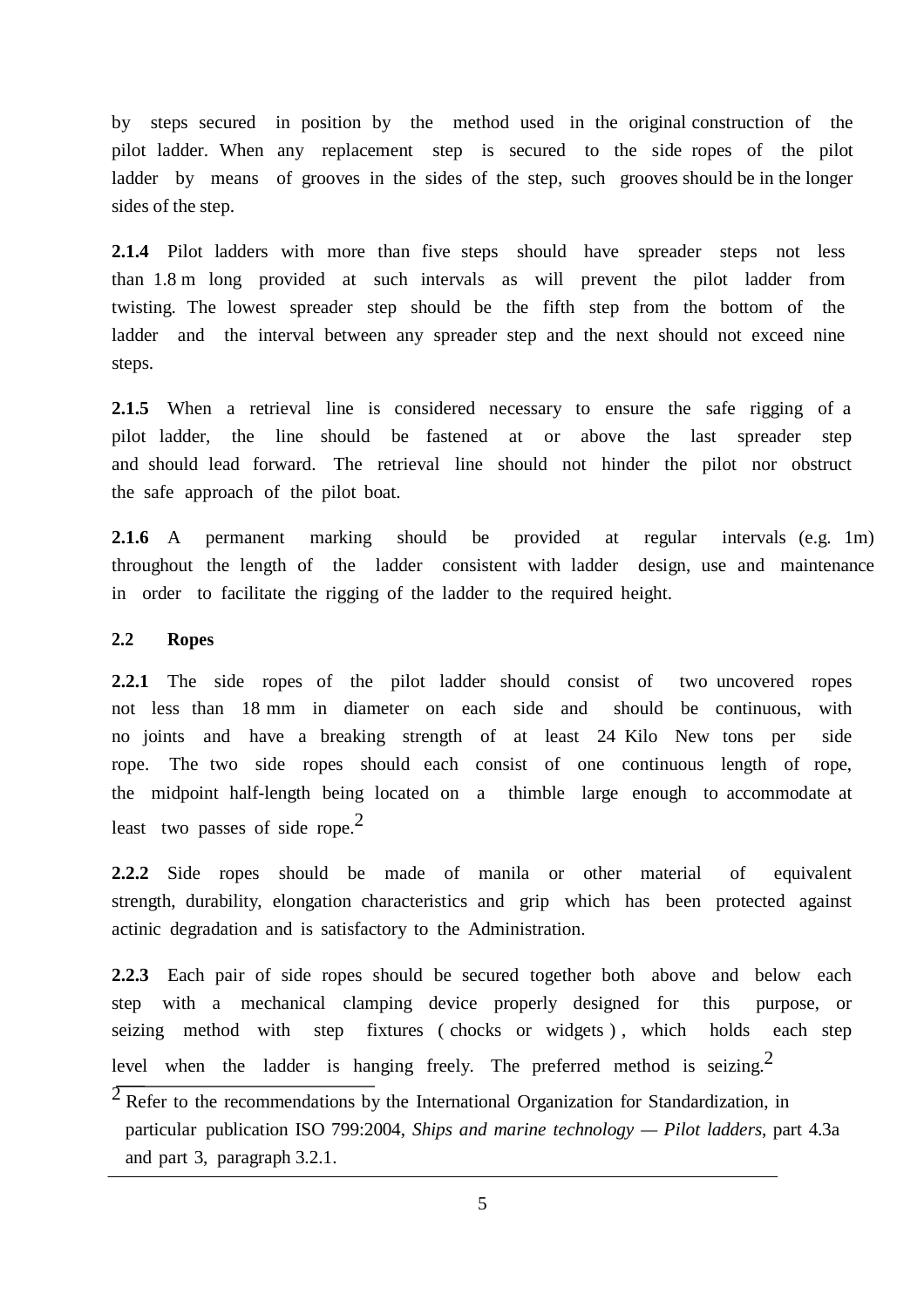by steps secured in position by the method used in the original construction of the pilot ladder. When any replacement step is secured to the side ropes of the pilot ladder by means of grooves in the sides of the step, such grooves should be in the longer sides of the step.

**2.1.4** Pilot ladders with more than five steps should have spreader steps not less than 1.8 m long provided at such intervals as will prevent the pilot ladder from twisting. The lowest spreader step should be the fifth step from the bottom of the ladder and the interval between any spreader step and the next should not exceed nine steps.

**2.1.5** When a retrieval line is considered necessary to ensure the safe rigging of a pilot ladder, the line should be fastened at or above the last spreader step and should lead forward. The retrieval line should not hinder the pilot nor obstruct the safe approach of the pilot boat.

**2.1.6** A permanent marking should be provided at regular intervals (e.g. 1m) throughout the length of the ladder consistent with ladder design, use and maintenance in order to facilitate the rigging of the ladder to the required height.

**2.2 Ropes**

**2.2.1** The side ropes of the pilot ladder should consist of two uncovered ropes not less than 18 mm in diameter on each side and should be continuous, with no joints and have a breaking strength of at least 24 Kilo New tons per side rope. The two side ropes should each consist of one continuous length of rope, the midpoint half-length being located on a thimble large enough to accommodate at least two passes of side rope.[2]

**2.2.2** Side ropes should be made of manila or other material of equivalent strength, durability, elongation characteristics and grip which has been protected against actinic degradation and is satisfactory to the Administration.

**2.2.3** Each pair of side ropes should be secured together both above and below each step with a mechanical clamping device properly designed for this purpose, or seizing method with step fixtures ( chocks or widgets ) , which holds each step level when the ladder is hanging freely. The preferred method is seizing.[2]

[2] Refer to the recommendations by the International Organization for Standardization, in particular publication ISO 799:2004, *Ships and marine technology — Pilot ladders*, part 4.3a and part 3, paragraph 3.2.1.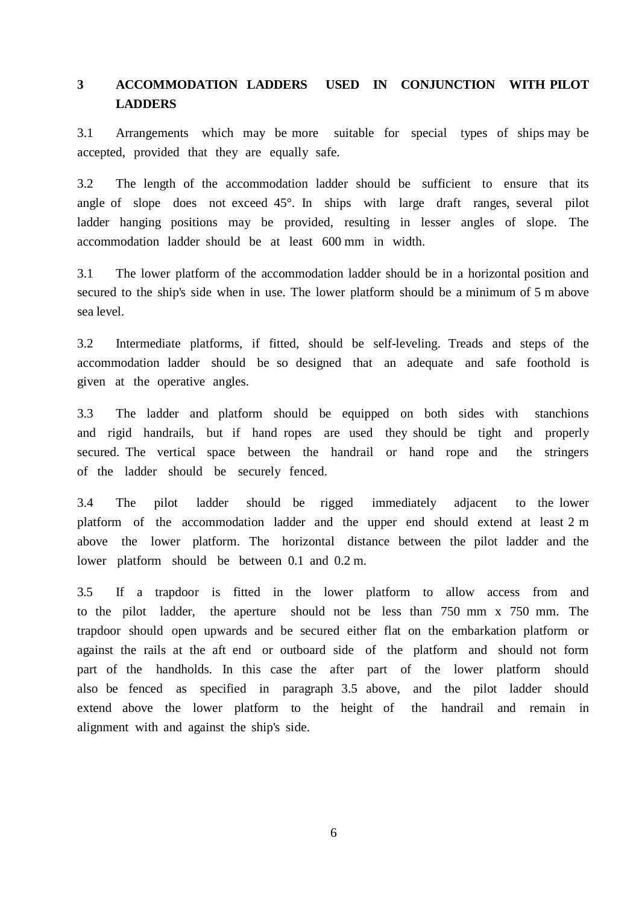## 3 ACCOMMODATION LADDERS USED IN CONJUNCTION WITH PILOT LADDERS

3.1 Arrangements which may be more suitable for special types of ships may be accepted, provided that they are equally safe.

3.2 The length of the accommodation ladder should be sufficient to ensure that its angle of slope does not exceed 45°. In ships with large draft ranges, several pilot ladder hanging positions may be provided, resulting in lesser angles of slope. The accommodation ladder should be at least 600 mm in width.

3.1 The lower platform of the accommodation ladder should be in a horizontal position and secured to the ship's side when in use. The lower platform should be a minimum of 5 m above sea level.

3.2 Intermediate platforms, if fitted, should be self-leveling. Treads and steps of the accommodation ladder should be so designed that an adequate and safe foothold is given at the operative angles.

3.3 The ladder and platform should be equipped on both sides with stanchions and rigid handrails, but if hand ropes are used they should be tight and properly secured. The vertical space between the handrail or hand rope and the stringers of the ladder should be securely fenced.

3.4 The pilot ladder should be rigged immediately adjacent to the lower platform of the accommodation ladder and the upper end should extend at least 2 m above the lower platform. The horizontal distance between the pilot ladder and the lower platform should be between 0.1 and 0.2 m.

3.5 If a trapdoor is fitted in the lower platform to allow access from and to the pilot ladder, the aperture should not be less than 750 mm x 750 mm. The trapdoor should open upwards and be secured either flat on the embarkation platform or against the rails at the aft end or outboard side of the platform and should not form part of the handholds. In this case the after part of the lower platform should also be fenced as specified in paragraph 3.5 above, and the pilot ladder should extend above the lower platform to the height of the handrail and remain in alignment with and against the ship's side.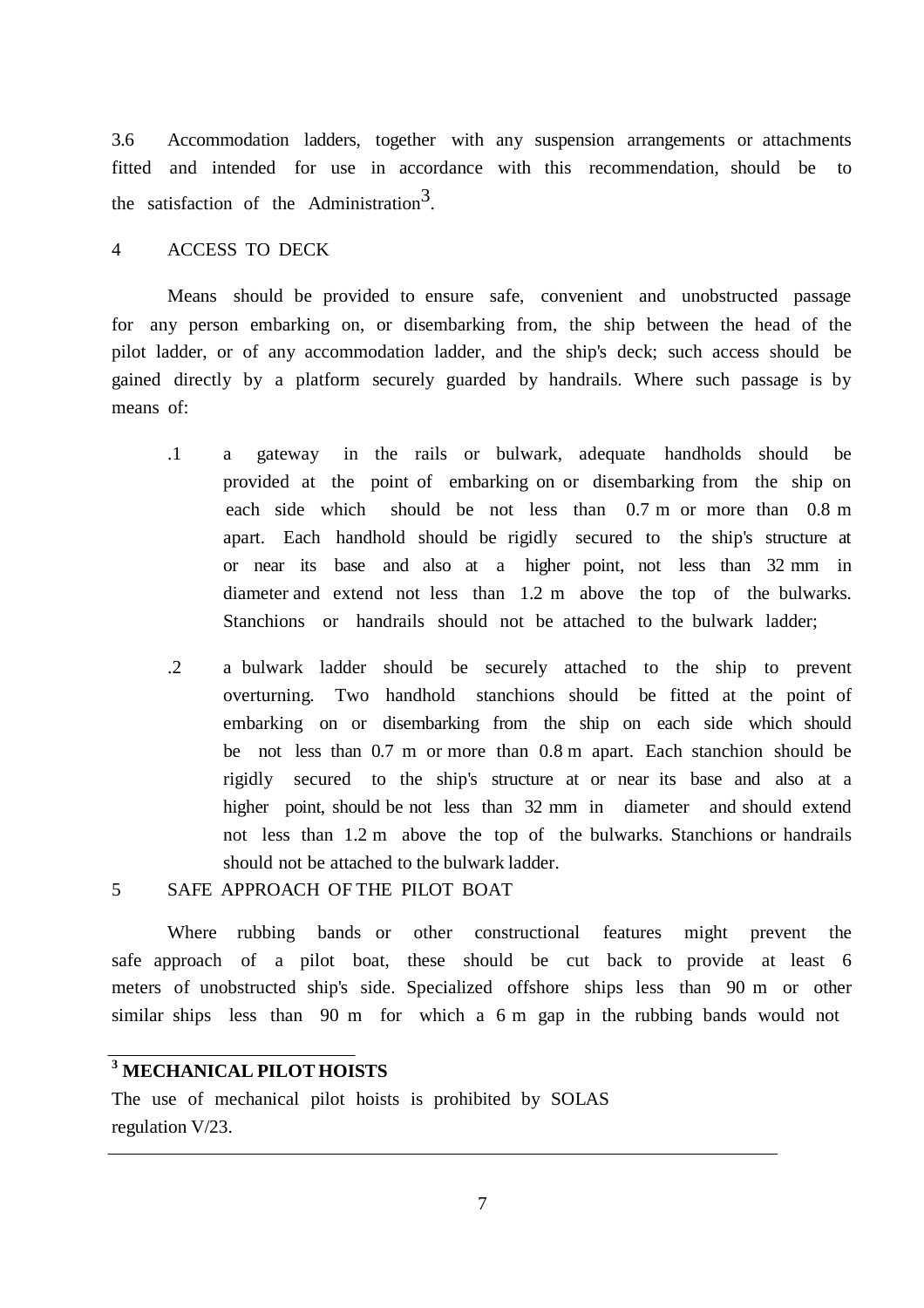3.6 Accommodation ladders, together with any suspension arrangements or attachments fitted and intended for use in accordance with this recommendation, should be to the satisfaction of the Administration[3].

## 4 ACCESS TO DECK

Means should be provided to ensure safe, convenient and unobstructed passage for any person embarking on, or disembarking from, the ship between the head of the pilot ladder, or of any accommodation ladder, and the ship's deck; such access should be gained directly by a platform securely guarded by handrails. Where such passage is by means of:

.1 a gateway in the rails or bulwark, adequate handholds should be provided at the point of embarking on or disembarking from the ship on each side which should be not less than 0.7 m or more than 0.8 m apart. Each handhold should be rigidly secured to the ship's structure at or near its base and also at a higher point, not less than 32 mm in diameter and extend not less than 1.2 m above the top of the bulwarks. Stanchions or handrails should not be attached to the bulwark ladder;

.2 a bulwark ladder should be securely attached to the ship to prevent overturning. Two handhold stanchions should be fitted at the point of embarking on or disembarking from the ship on each side which should be not less than 0.7 m or more than 0.8 m apart. Each stanchion should be rigidly secured to the ship's structure at or near its base and also at a higher point, should be not less than 32 mm in diameter and should extend not less than 1.2 m above the top of the bulwarks. Stanchions or handrails should not be attached to the bulwark ladder.

## 5 SAFE APPROACH OF THE PILOT BOAT

Where rubbing bands or other constructional features might prevent the safe approach of a pilot boat, these should be cut back to provide at least 6 meters of unobstructed ship's side. Specialized offshore ships less than 90 m or other similar ships less than 90 m for which a 6 m gap in the rubbing bands would not

---

[3] **MECHANICAL PILOT HOISTS**

The use of mechanical pilot hoists is prohibited by SOLAS regulation V/23.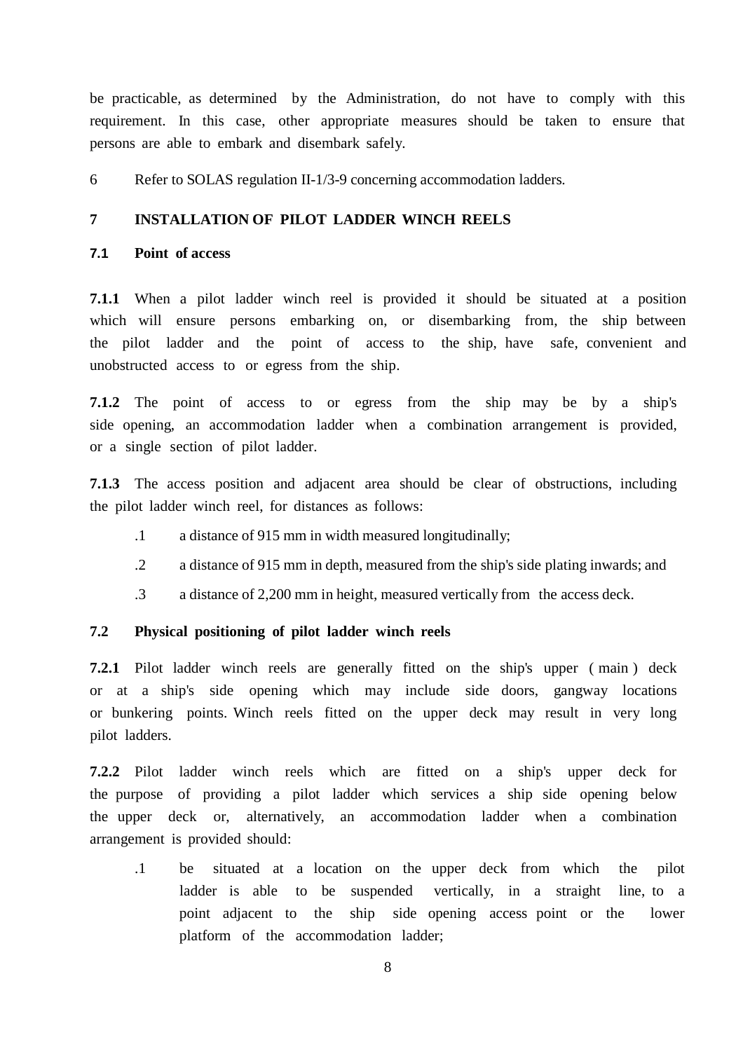be practicable, as determined by the Administration, do not have to comply with this requirement. In this case, other appropriate measures should be taken to ensure that persons are able to embark and disembark safely.

6 Refer to SOLAS regulation II-1/3-9 concerning accommodation ladders.

## 7 INSTALLATION OF PILOT LADDER WINCH REELS

### 7.1 Point of access

**7.1.1** When a pilot ladder winch reel is provided it should be situated at a position which will ensure persons embarking on, or disembarking from, the ship between the pilot ladder and the point of access to the ship, have safe, convenient and unobstructed access to or egress from the ship.

**7.1.2** The point of access to or egress from the ship may be by a ship's side opening, an accommodation ladder when a combination arrangement is provided, or a single section of pilot ladder.

**7.1.3** The access position and adjacent area should be clear of obstructions, including the pilot ladder winch reel, for distances as follows:

.1 a distance of 915 mm in width measured longitudinally;

.2 a distance of 915 mm in depth, measured from the ship's side plating inwards; and

.3 a distance of 2,200 mm in height, measured vertically from the access deck.

### 7.2 Physical positioning of pilot ladder winch reels

**7.2.1** Pilot ladder winch reels are generally fitted on the ship's upper ( main ) deck or at a ship's side opening which may include side doors, gangway locations or bunkering points. Winch reels fitted on the upper deck may result in very long pilot ladders.

**7.2.2** Pilot ladder winch reels which are fitted on a ship's upper deck for the purpose of providing a pilot ladder which services a ship side opening below the upper deck or, alternatively, an accommodation ladder when a combination arrangement is provided should:

.1 be situated at a location on the upper deck from which the pilot ladder is able to be suspended vertically, in a straight line, to a point adjacent to the ship side opening access point or the lower platform of the accommodation ladder;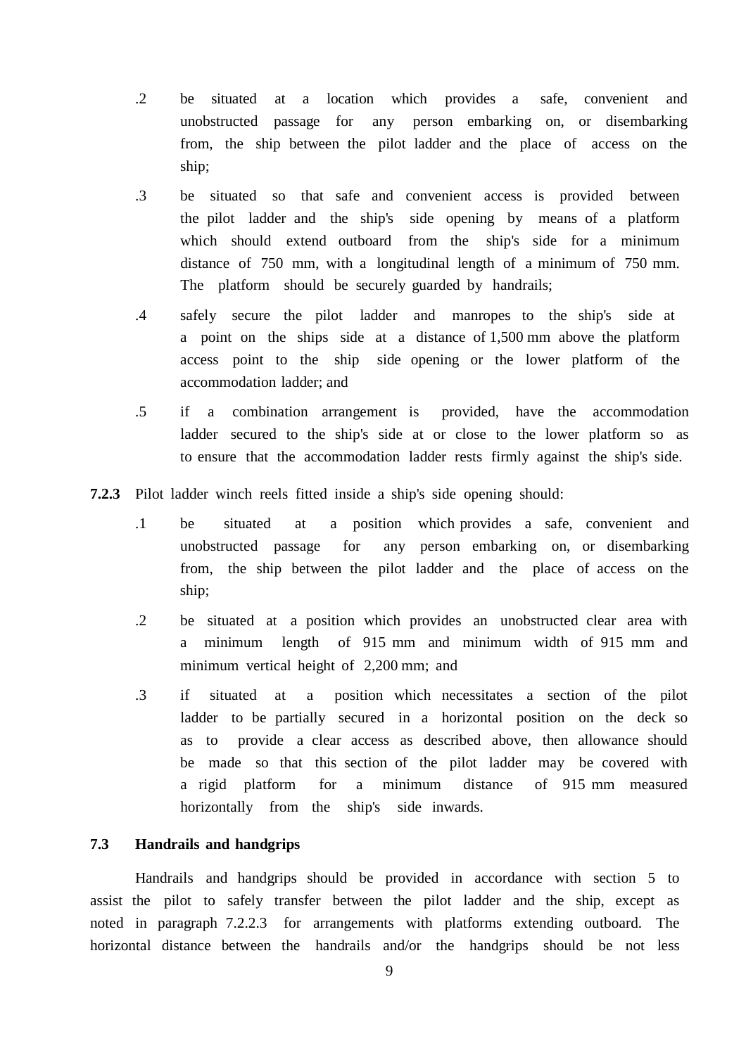.2 be situated at a location which provides a safe, convenient and unobstructed passage for any person embarking on, or disembarking from, the ship between the pilot ladder and the place of access on the ship;

.3 be situated so that safe and convenient access is provided between the pilot ladder and the ship's side opening by means of a platform which should extend outboard from the ship's side for a minimum distance of 750 mm, with a longitudinal length of a minimum of 750 mm. The platform should be securely guarded by handrails;

.4 safely secure the pilot ladder and manropes to the ship's side at a point on the ships side at a distance of 1,500 mm above the platform access point to the ship side opening or the lower platform of the accommodation ladder; and

.5 if a combination arrangement is provided, have the accommodation ladder secured to the ship's side at or close to the lower platform so as to ensure that the accommodation ladder rests firmly against the ship's side.

**7.2.3** Pilot ladder winch reels fitted inside a ship's side opening should:

.1 be situated at a position which provides a safe, convenient and unobstructed passage for any person embarking on, or disembarking from, the ship between the pilot ladder and the place of access on the ship;

.2 be situated at a position which provides an unobstructed clear area with a minimum length of 915 mm and minimum width of 915 mm and minimum vertical height of 2,200 mm; and

.3 if situated at a position which necessitates a section of the pilot ladder to be partially secured in a horizontal position on the deck so as to provide a clear access as described above, then allowance should be made so that this section of the pilot ladder may be covered with a rigid platform for a minimum distance of 915 mm measured horizontally from the ship's side inwards.

### 7.3 Handrails and handgrips

Handrails and handgrips should be provided in accordance with section 5 to assist the pilot to safely transfer between the pilot ladder and the ship, except as noted in paragraph 7.2.2.3 for arrangements with platforms extending outboard. The horizontal distance between the handrails and/or the handgrips should be not less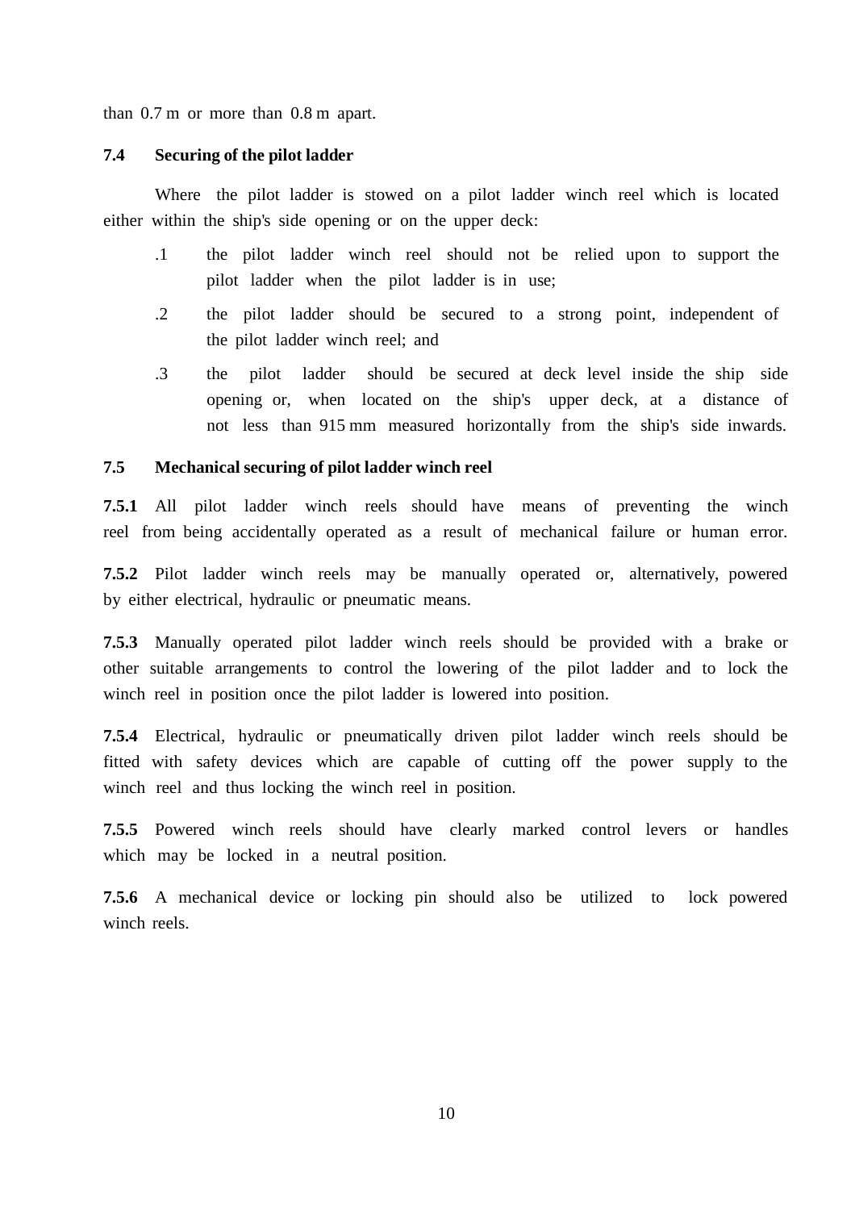than 0.7 m or more than 0.8 m apart.

### 7.4 Securing of the pilot ladder

Where the pilot ladder is stowed on a pilot ladder winch reel which is located either within the ship's side opening or on the upper deck:

.1 the pilot ladder winch reel should not be relied upon to support the pilot ladder when the pilot ladder is in use;

.2 the pilot ladder should be secured to a strong point, independent of the pilot ladder winch reel; and

.3 the pilot ladder should be secured at deck level inside the ship side opening or, when located on the ship's upper deck, at a distance of not less than 915 mm measured horizontally from the ship's side inwards.

### 7.5 Mechanical securing of pilot ladder winch reel

**7.5.1** All pilot ladder winch reels should have means of preventing the winch reel from being accidentally operated as a result of mechanical failure or human error.

**7.5.2** Pilot ladder winch reels may be manually operated or, alternatively, powered by either electrical, hydraulic or pneumatic means.

**7.5.3** Manually operated pilot ladder winch reels should be provided with a brake or other suitable arrangements to control the lowering of the pilot ladder and to lock the winch reel in position once the pilot ladder is lowered into position.

**7.5.4** Electrical, hydraulic or pneumatically driven pilot ladder winch reels should be fitted with safety devices which are capable of cutting off the power supply to the winch reel and thus locking the winch reel in position.

**7.5.5** Powered winch reels should have clearly marked control levers or handles which may be locked in a neutral position.

**7.5.6** A mechanical device or locking pin should also be utilized to lock powered winch reels.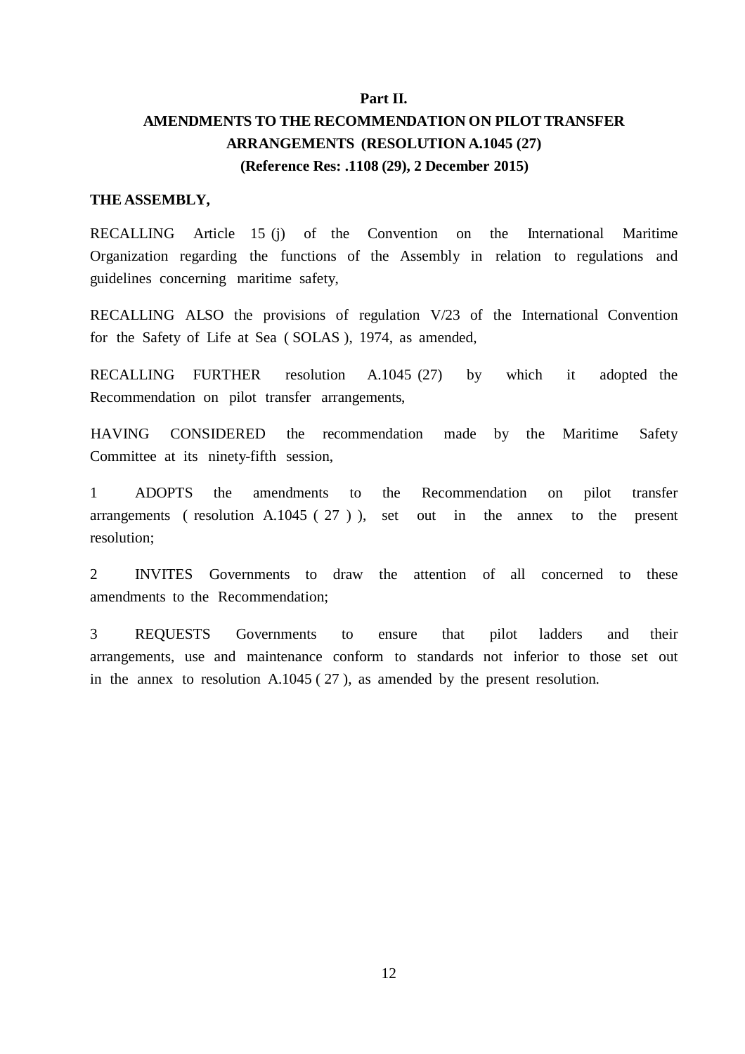**Part II.**

**AMENDMENTS TO THE RECOMMENDATION ON PILOT TRANSFER ARRANGEMENTS (RESOLUTION A.1045 (27)**

**(Reference Res: .1108 (29), 2 December 2015)**

**THE ASSEMBLY,**

RECALLING Article 15 (j) of the Convention on the International Maritime Organization regarding the functions of the Assembly in relation to regulations and guidelines concerning maritime safety,

RECALLING ALSO the provisions of regulation V/23 of the International Convention for the Safety of Life at Sea ( SOLAS ), 1974, as amended,

RECALLING FURTHER resolution A.1045 (27) by which it adopted the Recommendation on pilot transfer arrangements,

HAVING CONSIDERED the recommendation made by the Maritime Safety Committee at its ninety-fifth session,

1 ADOPTS the amendments to the Recommendation on pilot transfer arrangements ( resolution A.1045 ( 27 ) ), set out in the annex to the present resolution;

2 INVITES Governments to draw the attention of all concerned to these amendments to the Recommendation;

3 REQUESTS Governments to ensure that pilot ladders and their arrangements, use and maintenance conform to standards not inferior to those set out in the annex to resolution A.1045 ( 27 ), as amended by the present resolution.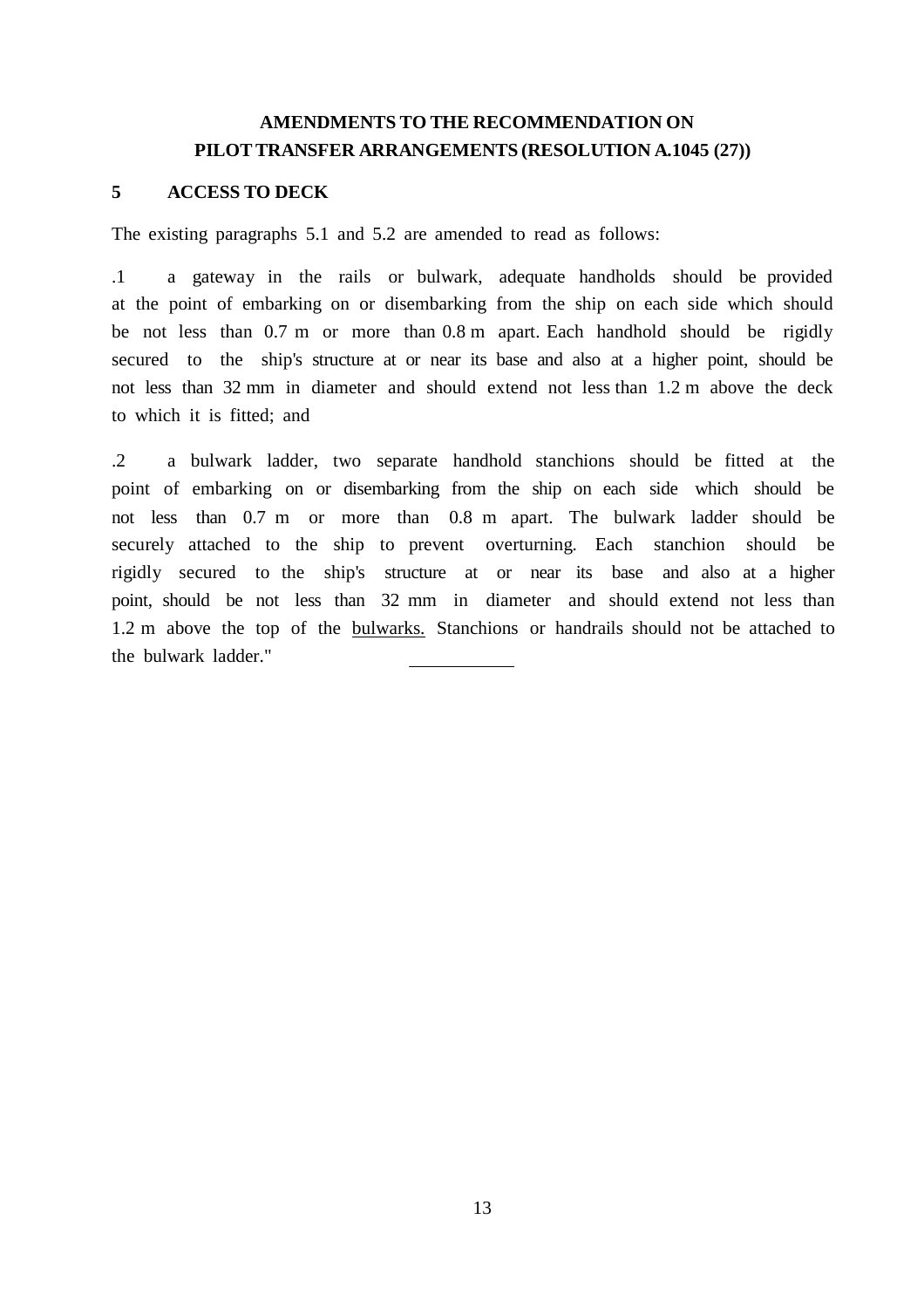**AMENDMENTS TO THE RECOMMENDATION ON PILOT TRANSFER ARRANGEMENTS (RESOLUTION A.1045 (27))**

**5 ACCESS TO DECK**

The existing paragraphs 5.1 and 5.2 are amended to read as follows:

.1 a gateway in the rails or bulwark, adequate handholds should be provided at the point of embarking on or disembarking from the ship on each side which should be not less than 0.7 m or more than 0.8 m apart. Each handhold should be rigidly secured to the ship's structure at or near its base and also at a higher point, should be not less than 32 mm in diameter and should extend not less than 1.2 m above the deck to which it is fitted; and

.2 a bulwark ladder, two separate handhold stanchions should be fitted at the point of embarking on or disembarking from the ship on each side which should be not less than 0.7 m or more than 0.8 m apart. The bulwark ladder should be securely attached to the ship to prevent overturning. Each stanchion should be rigidly secured to the ship's structure at or near its base and also at a higher point, should be not less than 32 mm in diameter and should extend not less than 1.2 m above the top of the <u>bulwarks.</u> Stanchions or handrails should not be attached to the bulwark ladder."

---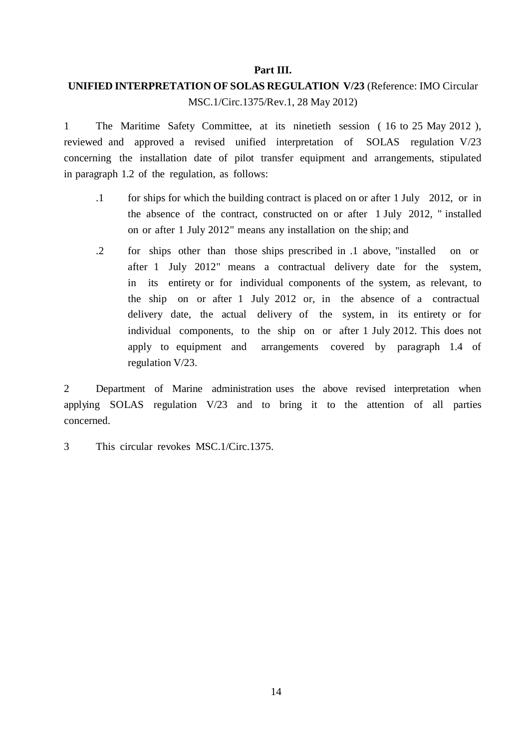**Part III.**

**UNIFIED INTERPRETATION OF SOLAS REGULATION V/23** (Reference: IMO Circular MSC.1/Circ.1375/Rev.1, 28 May 2012)

1 The Maritime Safety Committee, at its ninetieth session ( 16 to 25 May 2012 ), reviewed and approved a revised unified interpretation of SOLAS regulation V/23 concerning the installation date of pilot transfer equipment and arrangements, stipulated in paragraph 1.2 of the regulation, as follows:

.1 for ships for which the building contract is placed on or after 1 July 2012, or in the absence of the contract, constructed on or after 1 July 2012, " installed on or after 1 July 2012" means any installation on the ship; and

.2 for ships other than those ships prescribed in .1 above, "installed on or after 1 July 2012" means a contractual delivery date for the system, in its entirety or for individual components of the system, as relevant, to the ship on or after 1 July 2012 or, in the absence of a contractual delivery date, the actual delivery of the system, in its entirety or for individual components, to the ship on or after 1 July 2012. This does not apply to equipment and arrangements covered by paragraph 1.4 of regulation V/23.

2 Department of Marine administration uses the above revised interpretation when applying SOLAS regulation V/23 and to bring it to the attention of all parties concerned.

3 This circular revokes MSC.1/Circ.1375.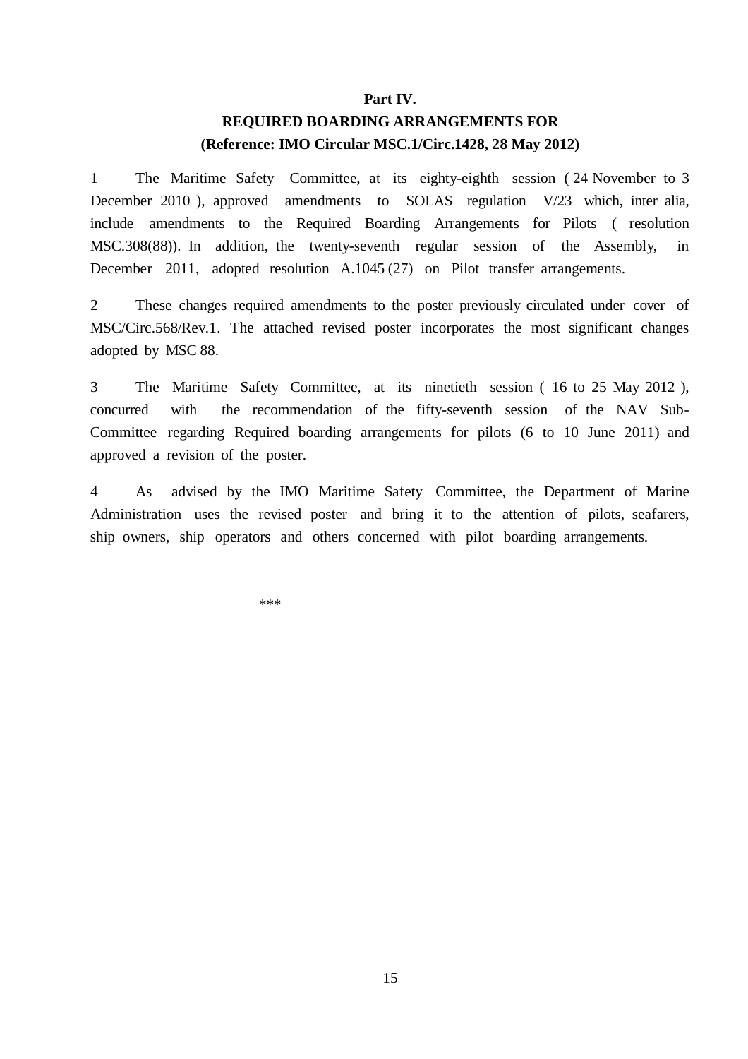**Part IV.**

**REQUIRED BOARDING ARRANGEMENTS FOR**

**(Reference: IMO Circular MSC.1/Circ.1428, 28 May 2012)**

1 The Maritime Safety Committee, at its eighty-eighth session ( 24 November to 3 December 2010 ), approved amendments to SOLAS regulation V/23 which, inter alia, include amendments to the Required Boarding Arrangements for Pilots ( resolution MSC.308(88)). In addition, the twenty-seventh regular session of the Assembly, in December 2011, adopted resolution A.1045 (27) on Pilot transfer arrangements.

2 These changes required amendments to the poster previously circulated under cover of MSC/Circ.568/Rev.1. The attached revised poster incorporates the most significant changes adopted by MSC 88.

3 The Maritime Safety Committee, at its ninetieth session ( 16 to 25 May 2012 ), concurred with the recommendation of the fifty-seventh session of the NAV Sub-Committee regarding Required boarding arrangements for pilots (6 to 10 June 2011) and approved a revision of the poster.

4 As advised by the IMO Maritime Safety Committee, the Department of Marine Administration uses the revised poster and bring it to the attention of pilots, seafarers, ship owners, ship operators and others concerned with pilot boarding arrangements.

\*\*\*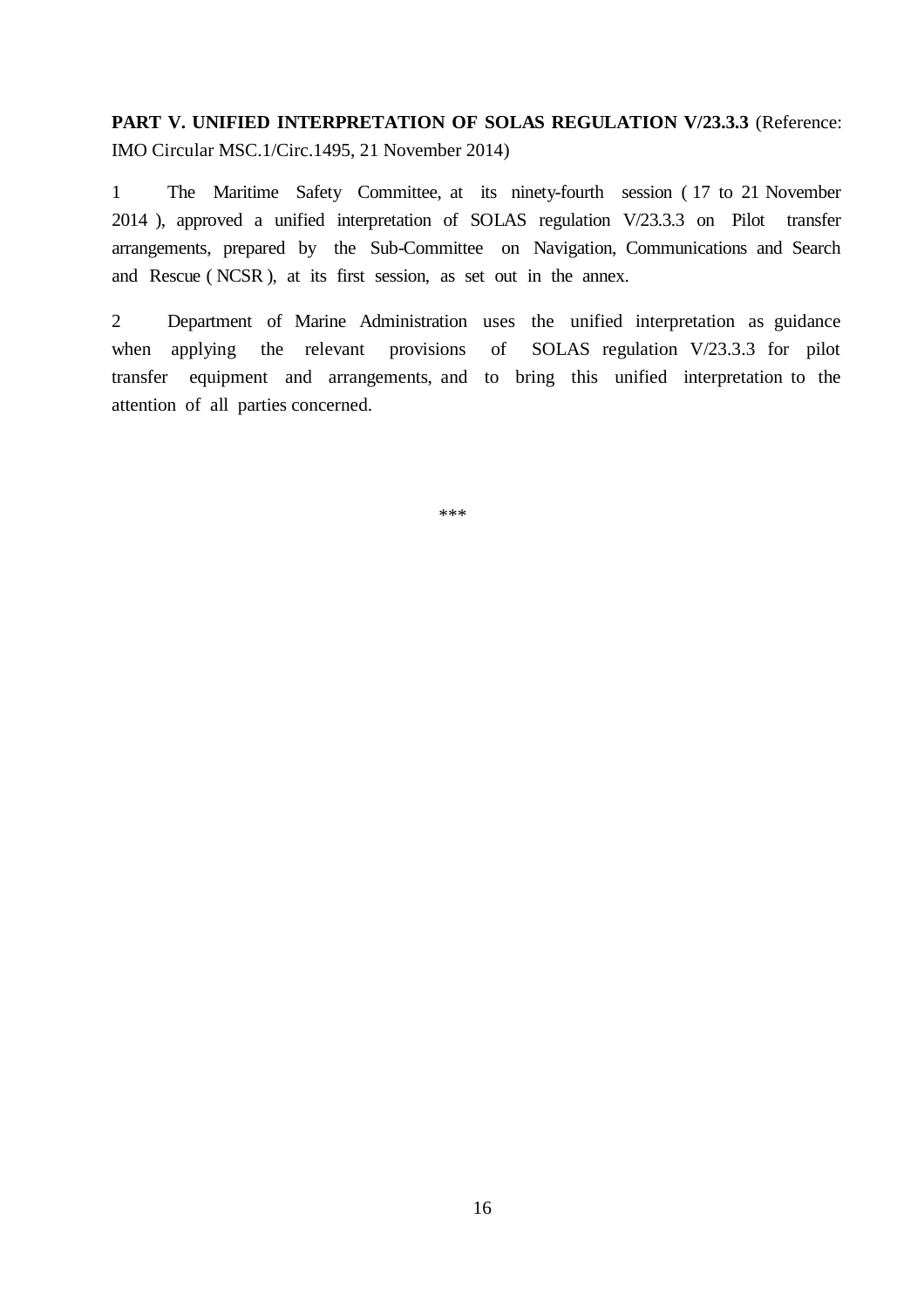**PART V. UNIFIED INTERPRETATION OF SOLAS REGULATION V/23.3.3** (Reference: IMO Circular MSC.1/Circ.1495, 21 November 2014)

1 The Maritime Safety Committee, at its ninety-fourth session ( 17 to 21 November 2014 ), approved a unified interpretation of SOLAS regulation V/23.3.3 on Pilot transfer arrangements, prepared by the Sub-Committee on Navigation, Communications and Search and Rescue ( NCSR ), at its first session, as set out in the annex.

2 Department of Marine Administration uses the unified interpretation as guidance when applying the relevant provisions of SOLAS regulation V/23.3.3 for pilot transfer equipment and arrangements, and to bring this unified interpretation to the attention of all parties concerned.

***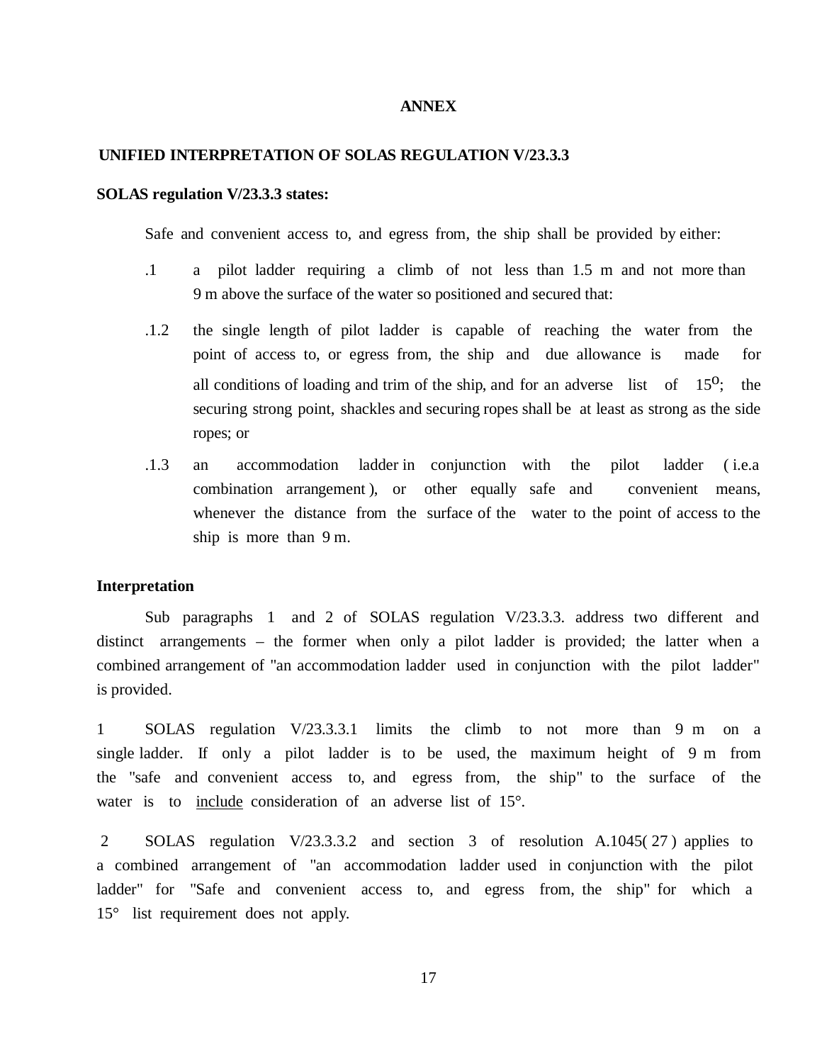**ANNEX**

**UNIFIED INTERPRETATION OF SOLAS REGULATION V/23.3.3**

**SOLAS regulation V/23.3.3 states:**

Safe and convenient access to, and egress from, the ship shall be provided by either:

.1 a pilot ladder requiring a climb of not less than 1.5 m and not more than 9 m above the surface of the water so positioned and secured that:

.1.2 the single length of pilot ladder is capable of reaching the water from the point of access to, or egress from, the ship and due allowance is made for all conditions of loading and trim of the ship, and for an adverse list of 15°; the securing strong point, shackles and securing ropes shall be at least as strong as the side ropes; or

.1.3 an accommodation ladder in conjunction with the pilot ladder ( i.e.a combination arrangement ), or other equally safe and convenient means, whenever the distance from the surface of the water to the point of access to the ship is more than 9 m.

**Interpretation**

Sub paragraphs 1 and 2 of SOLAS regulation V/23.3.3. address two different and distinct arrangements – the former when only a pilot ladder is provided; the latter when a combined arrangement of "an accommodation ladder used in conjunction with the pilot ladder" is provided.

1 SOLAS regulation V/23.3.3.1 limits the climb to not more than 9 m on a single ladder. If only a pilot ladder is to be used, the maximum height of 9 m from the "safe and convenient access to, and egress from, the ship" to the surface of the water is to <u>include</u> consideration of an adverse list of 15°.

2 SOLAS regulation V/23.3.3.2 and section 3 of resolution A.1045( 27 ) applies to a combined arrangement of "an accommodation ladder used in conjunction with the pilot ladder" for "Safe and convenient access to, and egress from, the ship" for which a 15° list requirement does not apply.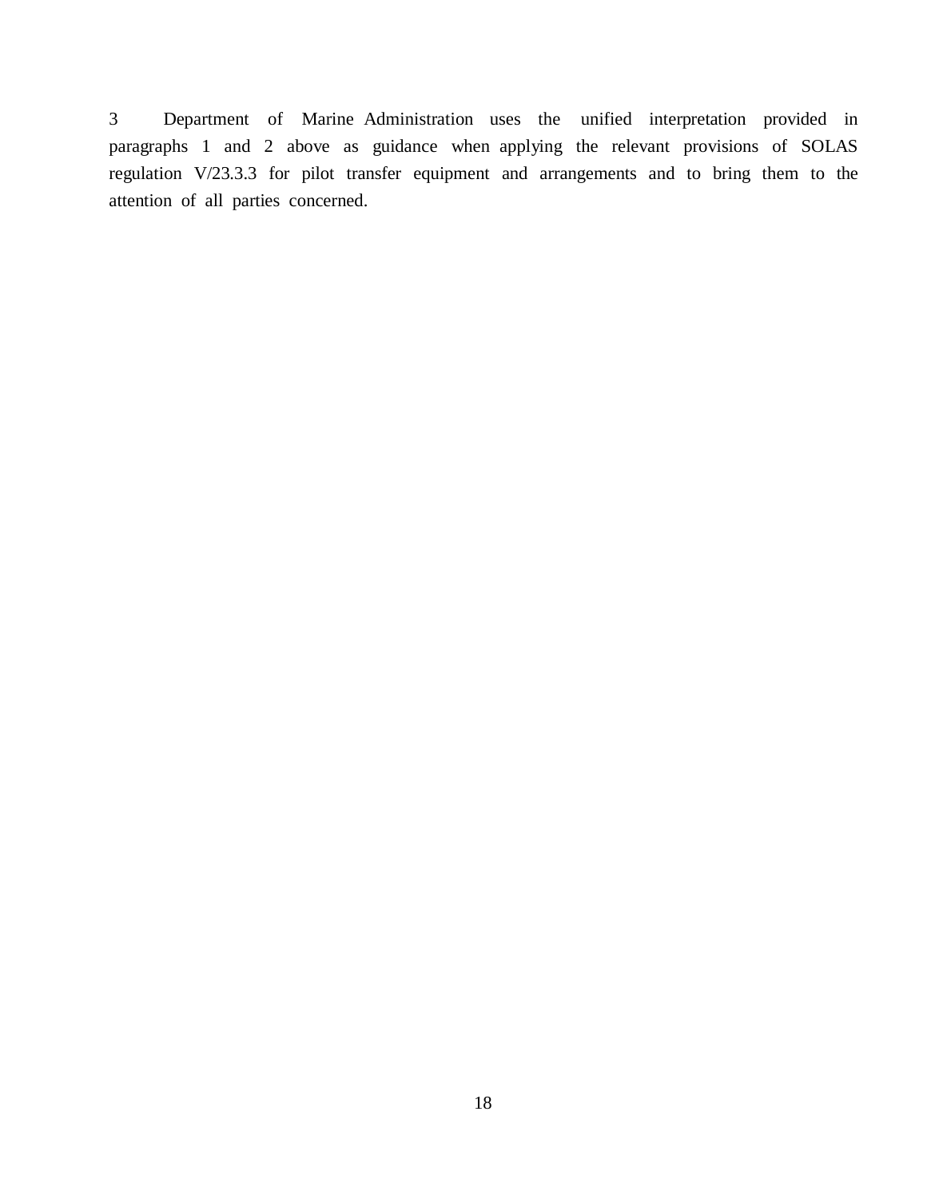3 Department of Marine Administration uses the unified interpretation provided in paragraphs 1 and 2 above as guidance when applying the relevant provisions of SOLAS regulation V/23.3.3 for pilot transfer equipment and arrangements and to bring them to the attention of all parties concerned.